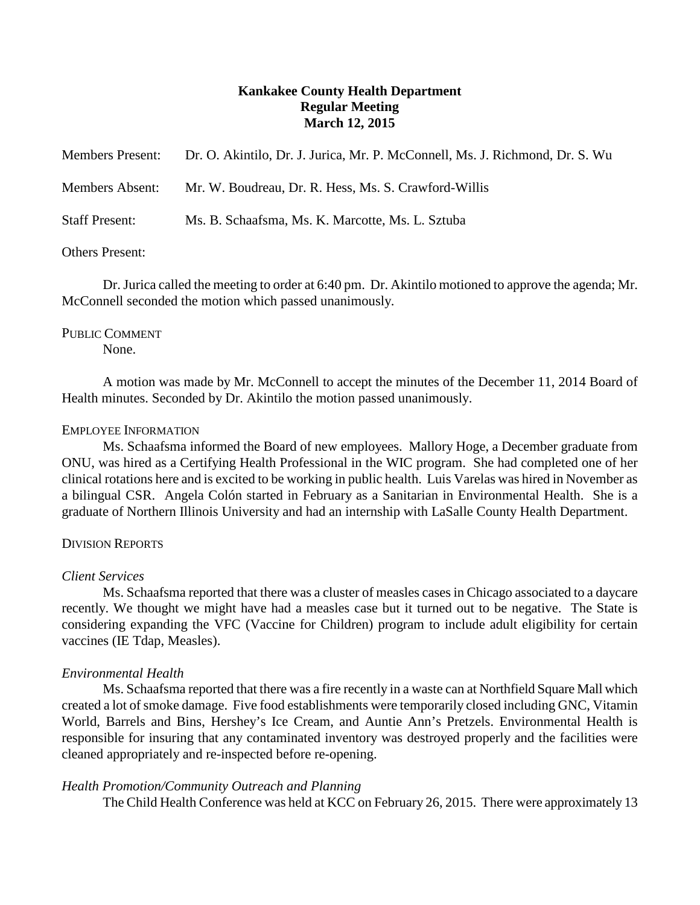**Kankakee County Health Department**
**Regular Meeting**
**March 12, 2015**

Members Present: Dr. O. Akintilo, Dr. J. Jurica, Mr. P. McConnell, Ms. J. Richmond, Dr. S. Wu

Members Absent: Mr. W. Boudreau, Dr. R. Hess, Ms. S. Crawford-Willis

Staff Present: Ms. B. Schaafsma, Ms. K. Marcotte, Ms. L. Sztuba

Others Present:

Dr. Jurica called the meeting to order at 6:40 pm. Dr. Akintilo motioned to approve the agenda; Mr. McConnell seconded the motion which passed unanimously.

PUBLIC COMMENT

None.

A motion was made by Mr. McConnell to accept the minutes of the December 11, 2014 Board of Health minutes. Seconded by Dr. Akintilo the motion passed unanimously.

EMPLOYEE INFORMATION

Ms. Schaafsma informed the Board of new employees. Mallory Hoge, a December graduate from ONU, was hired as a Certifying Health Professional in the WIC program. She had completed one of her clinical rotations here and is excited to be working in public health. Luis Varelas was hired in November as a bilingual CSR. Angela Colón started in February as a Sanitarian in Environmental Health. She is a graduate of Northern Illinois University and had an internship with LaSalle County Health Department.

DIVISION REPORTS

*Client Services*

Ms. Schaafsma reported that there was a cluster of measles cases in Chicago associated to a daycare recently. We thought we might have had a measles case but it turned out to be negative. The State is considering expanding the VFC (Vaccine for Children) program to include adult eligibility for certain vaccines (IE Tdap, Measles).

*Environmental Health*

Ms. Schaafsma reported that there was a fire recently in a waste can at Northfield Square Mall which created a lot of smoke damage. Five food establishments were temporarily closed including GNC, Vitamin World, Barrels and Bins, Hershey's Ice Cream, and Auntie Ann's Pretzels. Environmental Health is responsible for insuring that any contaminated inventory was destroyed properly and the facilities were cleaned appropriately and re-inspected before re-opening.

*Health Promotion/Community Outreach and Planning*

The Child Health Conference was held at KCC on February 26, 2015. There were approximately 13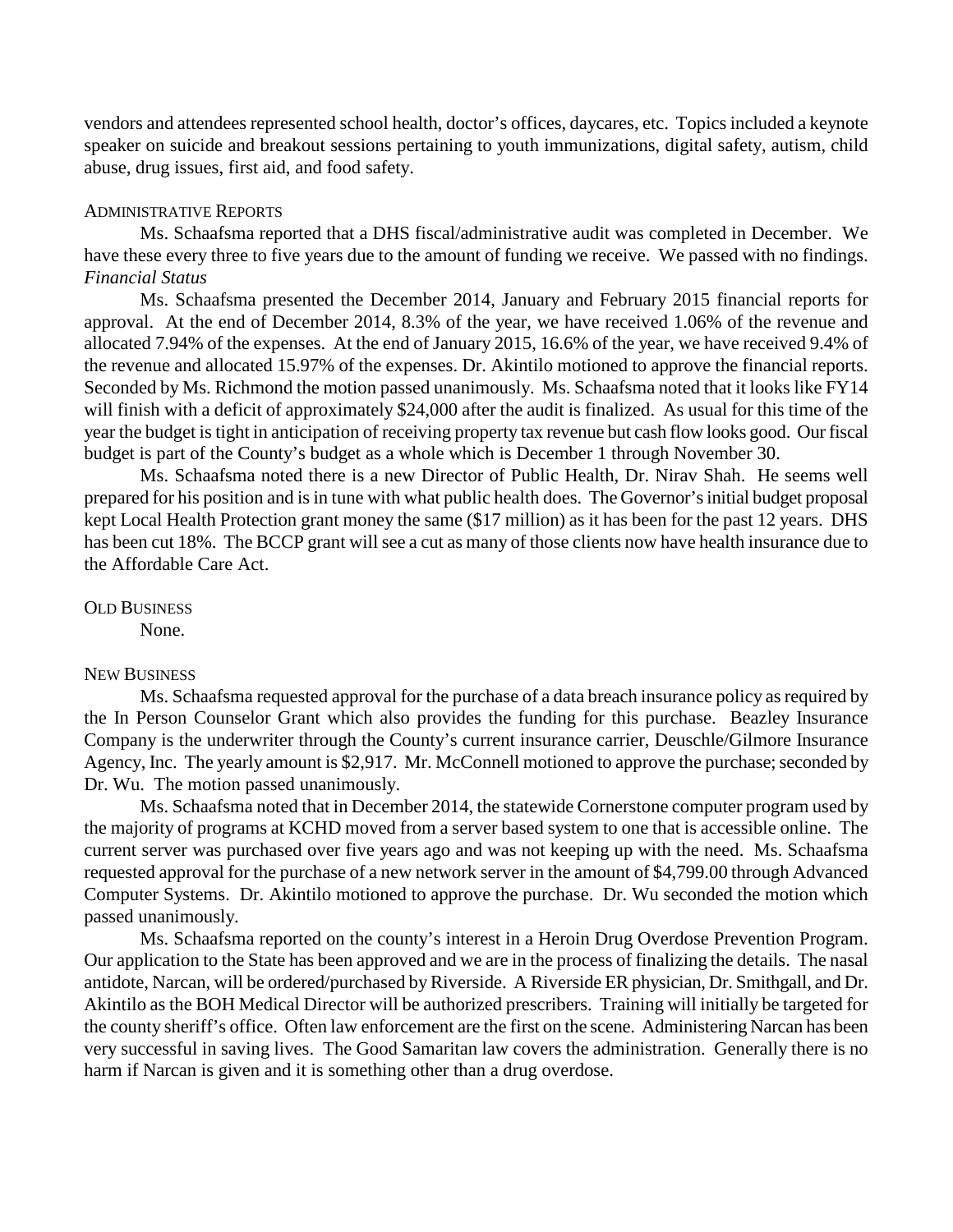vendors and attendees represented school health, doctor's offices, daycares, etc. Topics included a keynote speaker on suicide and breakout sessions pertaining to youth immunizations, digital safety, autism, child abuse, drug issues, first aid, and food safety.

## Administrative Reports

Ms. Schaafsma reported that a DHS fiscal/administrative audit was completed in December. We have these every three to five years due to the amount of funding we receive. We passed with no findings.

*Financial Status*

Ms. Schaafsma presented the December 2014, January and February 2015 financial reports for approval. At the end of December 2014, 8.3% of the year, we have received 1.06% of the revenue and allocated 7.94% of the expenses. At the end of January 2015, 16.6% of the year, we have received 9.4% of the revenue and allocated 15.97% of the expenses. Dr. Akintilo motioned to approve the financial reports. Seconded by Ms. Richmond the motion passed unanimously. Ms. Schaafsma noted that it looks like FY14 will finish with a deficit of approximately $24,000 after the audit is finalized. As usual for this time of the year the budget is tight in anticipation of receiving property tax revenue but cash flow looks good. Our fiscal budget is part of the County's budget as a whole which is December 1 through November 30.

Ms. Schaafsma noted there is a new Director of Public Health, Dr. Nirav Shah. He seems well prepared for his position and is in tune with what public health does. The Governor's initial budget proposal kept Local Health Protection grant money the same ($17 million) as it has been for the past 12 years. DHS has been cut 18%. The BCCP grant will see a cut as many of those clients now have health insurance due to the Affordable Care Act.

## Old Business

None.

## New Business

Ms. Schaafsma requested approval for the purchase of a data breach insurance policy as required by the In Person Counselor Grant which also provides the funding for this purchase. Beazley Insurance Company is the underwriter through the County's current insurance carrier, Deuschle/Gilmore Insurance Agency, Inc. The yearly amount is $2,917. Mr. McConnell motioned to approve the purchase; seconded by Dr. Wu. The motion passed unanimously.

Ms. Schaafsma noted that in December 2014, the statewide Cornerstone computer program used by the majority of programs at KCHD moved from a server based system to one that is accessible online. The current server was purchased over five years ago and was not keeping up with the need. Ms. Schaafsma requested approval for the purchase of a new network server in the amount of $4,799.00 through Advanced Computer Systems. Dr. Akintilo motioned to approve the purchase. Dr. Wu seconded the motion which passed unanimously.

Ms. Schaafsma reported on the county's interest in a Heroin Drug Overdose Prevention Program. Our application to the State has been approved and we are in the process of finalizing the details. The nasal antidote, Narcan, will be ordered/purchased by Riverside. A Riverside ER physician, Dr. Smithgall, and Dr. Akintilo as the BOH Medical Director will be authorized prescribers. Training will initially be targeted for the county sheriff's office. Often law enforcement are the first on the scene. Administering Narcan has been very successful in saving lives. The Good Samaritan law covers the administration. Generally there is no harm if Narcan is given and it is something other than a drug overdose.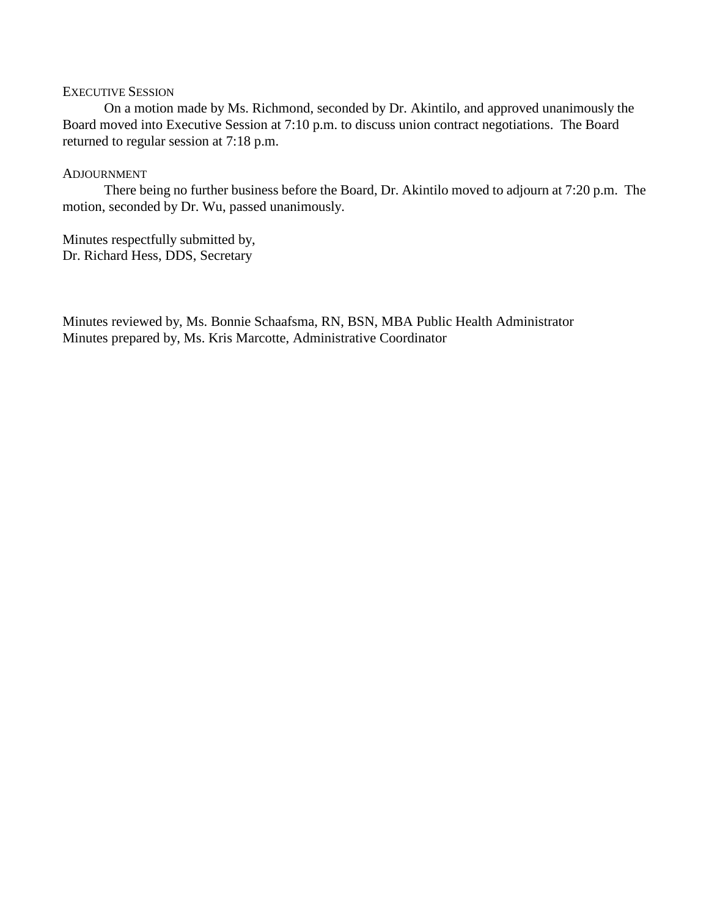## Executive Session

On a motion made by Ms. Richmond, seconded by Dr. Akintilo, and approved unanimously the Board moved into Executive Session at 7:10 p.m. to discuss union contract negotiations. The Board returned to regular session at 7:18 p.m.

## Adjournment

There being no further business before the Board, Dr. Akintilo moved to adjourn at 7:20 p.m. The motion, seconded by Dr. Wu, passed unanimously.

Minutes respectfully submitted by,
Dr. Richard Hess, DDS, Secretary

Minutes reviewed by, Ms. Bonnie Schaafsma, RN, BSN, MBA Public Health Administrator
Minutes prepared by, Ms. Kris Marcotte, Administrative Coordinator